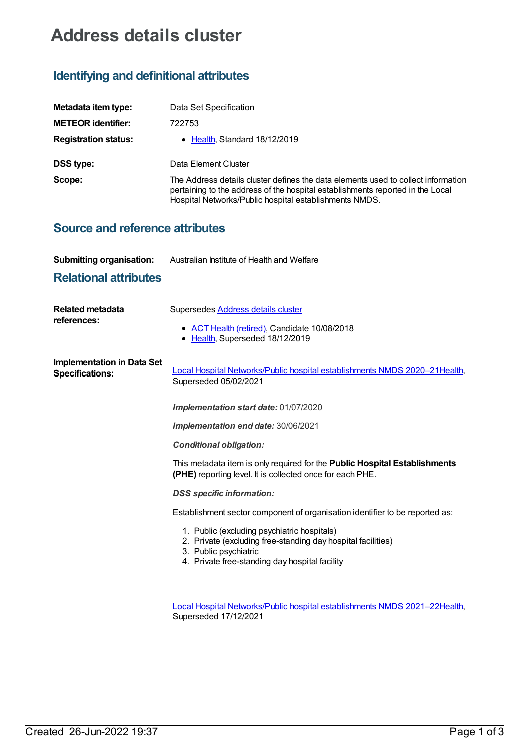# Address details cluster

## Identifying and definitional attributes

**Metadata item type:** Data Set Specification

**METEOR identifier:** 722753

**Registration status:**
- Health, Standard 18/12/2019

**DSS type:** Data Element Cluster

**Scope:** The Address details cluster defines the data elements used to collect information pertaining to the address of the hospital establishments reported in the Local Hospital Networks/Public hospital establishments NMDS.

## Source and reference attributes

**Submitting organisation:** Australian Institute of Health and Welfare

## Relational attributes

**Related metadata references:**

Supersedes Address details cluster
- ACT Health (retired), Candidate 10/08/2018
- Health, Superseded 18/12/2019

**Implementation in Data Set Specifications:**

Local Hospital Networks/Public hospital establishments NMDS 2020–21Health, Superseded 05/02/2021

***Implementation start date:*** 01/07/2020

***Implementation end date:*** 30/06/2021

***Conditional obligation:***

This metadata item is only required for the **Public Hospital Establishments (PHE)** reporting level. It is collected once for each PHE.

***DSS specific information:***

Establishment sector component of organisation identifier to be reported as:

1. Public (excluding psychiatric hospitals)
2. Private (excluding free-standing day hospital facilities)
3. Public psychiatric
4. Private free-standing day hospital facility

Local Hospital Networks/Public hospital establishments NMDS 2021–22Health, Superseded 17/12/2021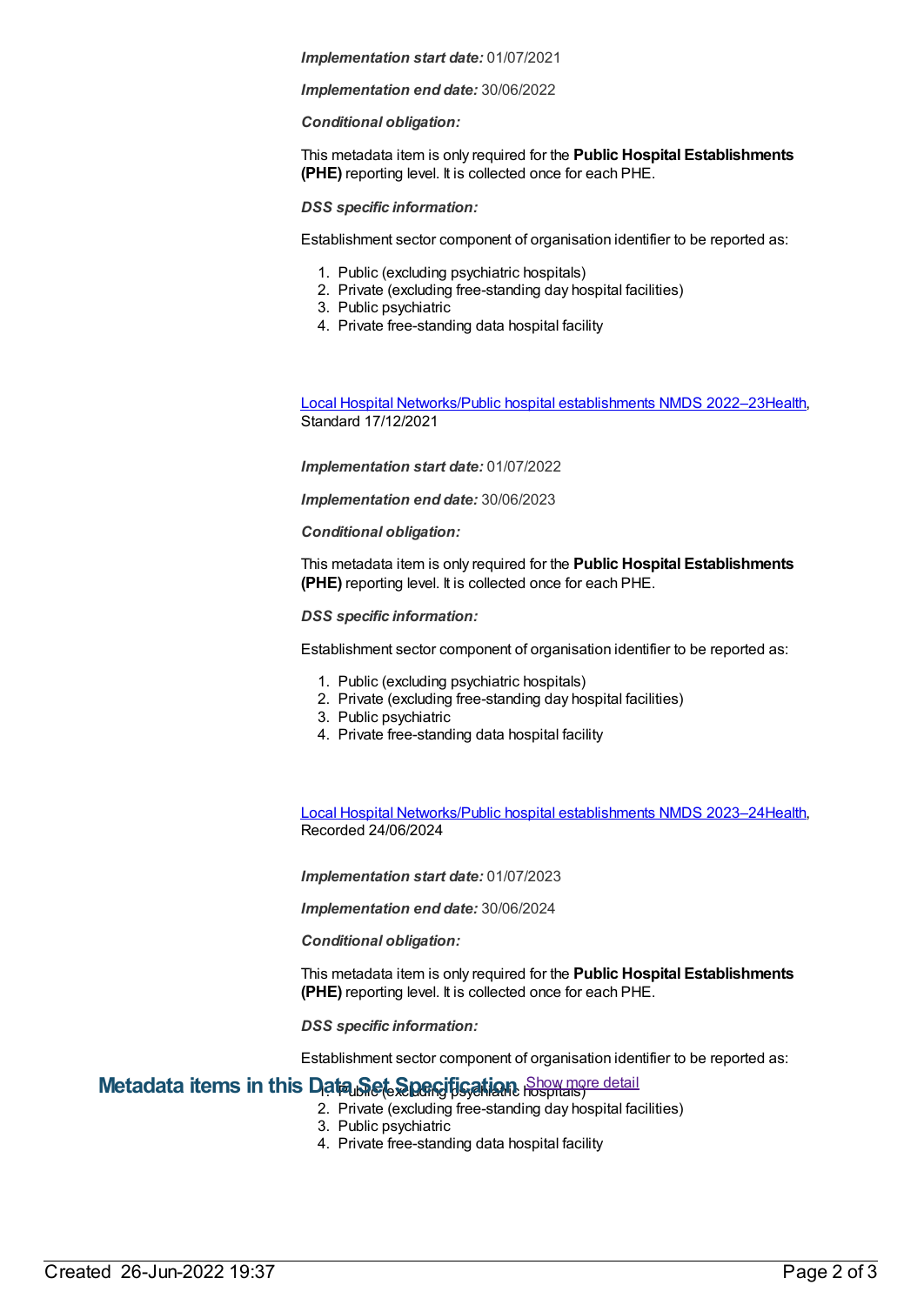***Implementation start date:*** 01/07/2021

***Implementation end date:*** 30/06/2022

***Conditional obligation:***

This metadata item is only required for the **Public Hospital Establishments (PHE)** reporting level. It is collected once for each PHE.

***DSS specific information:***

Establishment sector component of organisation identifier to be reported as:

1. Public (excluding psychiatric hospitals)
2. Private (excluding free-standing day hospital facilities)
3. Public psychiatric
4. Private free-standing data hospital facility

Local Hospital Networks/Public hospital establishments NMDS 2022–23Health, Standard 17/12/2021

***Implementation start date:*** 01/07/2022

***Implementation end date:*** 30/06/2023

***Conditional obligation:***

This metadata item is only required for the **Public Hospital Establishments (PHE)** reporting level. It is collected once for each PHE.

***DSS specific information:***

Establishment sector component of organisation identifier to be reported as:

1. Public (excluding psychiatric hospitals)
2. Private (excluding free-standing day hospital facilities)
3. Public psychiatric
4. Private free-standing data hospital facility

Local Hospital Networks/Public hospital establishments NMDS 2023–24Health, Recorded 24/06/2024

***Implementation start date:*** 01/07/2023

***Implementation end date:*** 30/06/2024

***Conditional obligation:***

This metadata item is only required for the **Public Hospital Establishments (PHE)** reporting level. It is collected once for each PHE.

***DSS specific information:***

Establishment sector component of organisation identifier to be reported as:

1. Public (excluding psychiatric hospitals)
2. Private (excluding free-standing day hospital facilities)
3. Public psychiatric
4. Private free-standing data hospital facility

## Metadata items in this Data Set Specification

Show more detail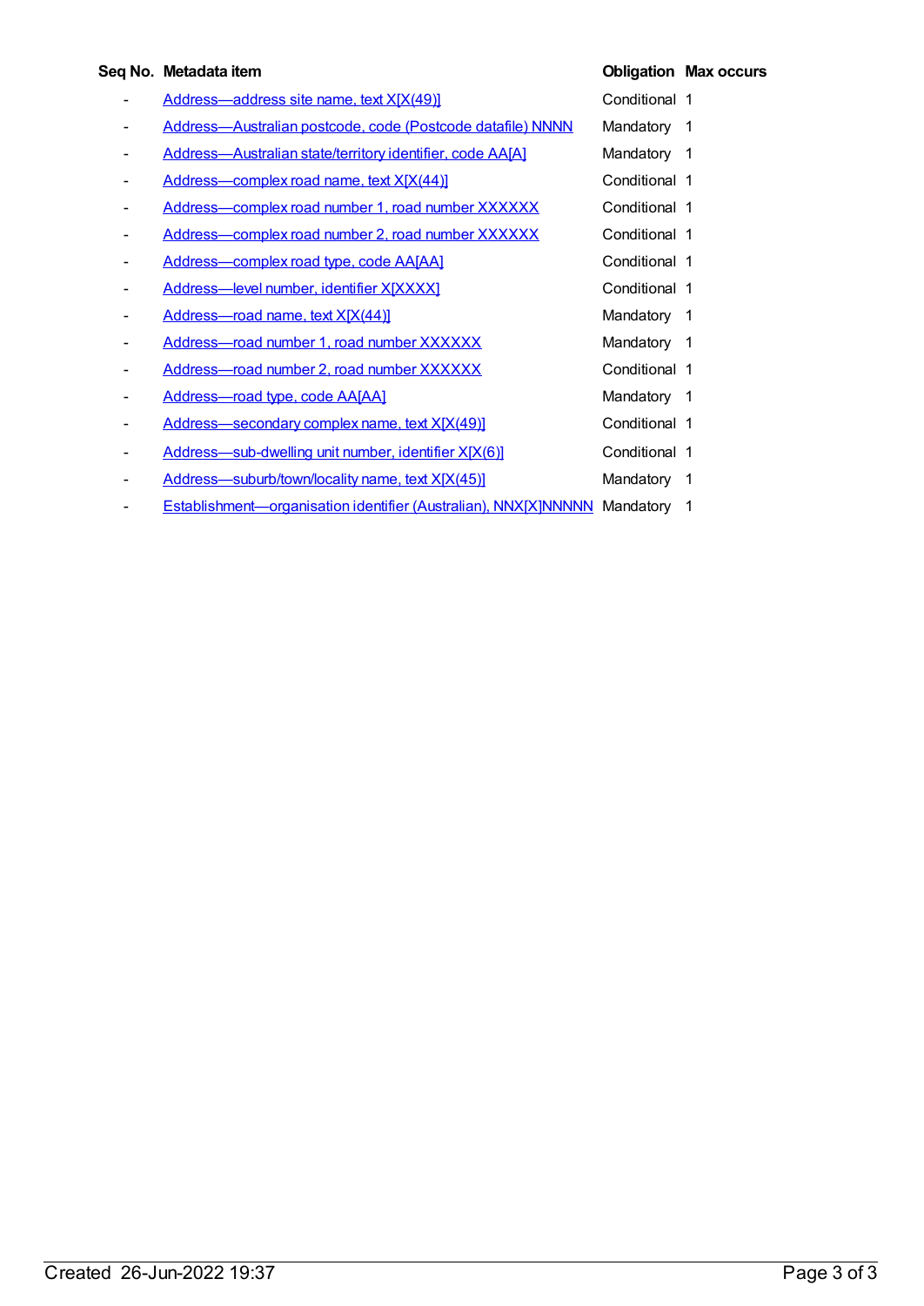| Seq No. | Metadata item | Obligation | Max occurs |
| --- | --- | --- | --- |
| - | Address—address site name, text X[X(49)] | Conditional | 1 |
| - | Address—Australian postcode, code (Postcode datafile) NNNN | Mandatory | 1 |
| - | Address—Australian state/territory identifier, code AA[A] | Mandatory | 1 |
| - | Address—complex road name, text X[X(44)] | Conditional | 1 |
| - | Address—complex road number 1, road number XXXXXX | Conditional | 1 |
| - | Address—complex road number 2, road number XXXXXX | Conditional | 1 |
| - | Address—complex road type, code AA[AA] | Conditional | 1 |
| - | Address—level number, identifier X[XXXX] | Conditional | 1 |
| - | Address—road name, text X[X(44)] | Mandatory | 1 |
| - | Address—road number 1, road number XXXXXX | Mandatory | 1 |
| - | Address—road number 2, road number XXXXXX | Conditional | 1 |
| - | Address—road type, code AA[AA] | Mandatory | 1 |
| - | Address—secondary complex name, text X[X(49)] | Conditional | 1 |
| - | Address—sub-dwelling unit number, identifier X[X(6)] | Conditional | 1 |
| - | Address—suburb/town/locality name, text X[X(45)] | Mandatory | 1 |
| - | Establishment—organisation identifier (Australian), NNX[X]NNNNN | Mandatory | 1 |

Created 26-Jun-2022 19:37